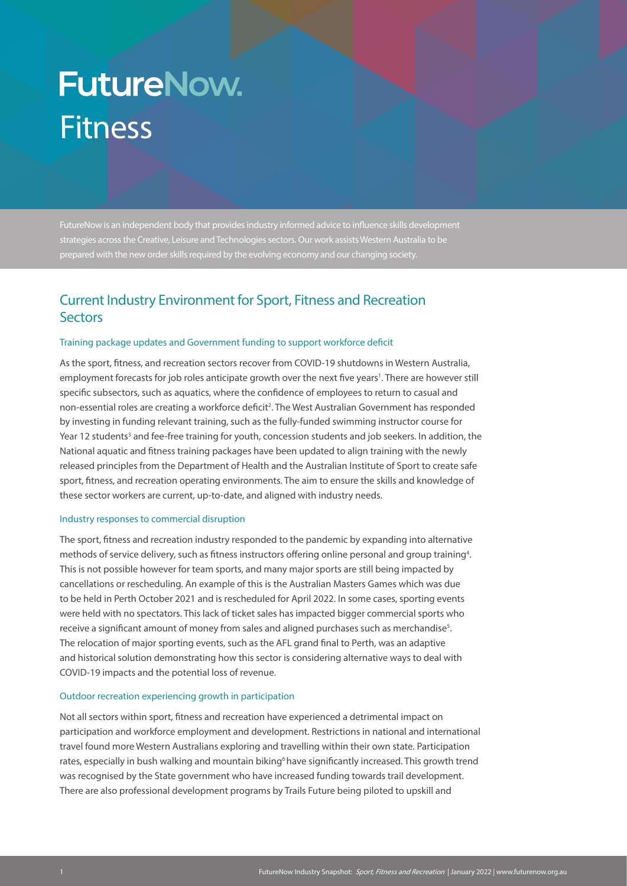# FutureNow.
# Fitness

FutureNow is an independent body that provides industry informed advice to influence skills development strategies across the Creative, Leisure and Technologies sectors. Our work assists Western Australia to be prepared with the new order skills required by the evolving economy and our changing society.

## Current Industry Environment for Sport, Fitness and Recreation Sectors

### Training package updates and Government funding to support workforce deficit

As the sport, fitness, and recreation sectors recover from COVID-19 shutdowns in Western Australia, employment forecasts for job roles anticipate growth over the next five years[1]. There are however still specific subsectors, such as aquatics, where the confidence of employees to return to casual and non-essential roles are creating a workforce deficit[2]. The West Australian Government has responded by investing in funding relevant training, such as the fully-funded swimming instructor course for Year 12 students[3] and fee-free training for youth, concession students and job seekers. In addition, the National aquatic and fitness training packages have been updated to align training with the newly released principles from the Department of Health and the Australian Institute of Sport to create safe sport, fitness, and recreation operating environments. The aim to ensure the skills and knowledge of these sector workers are current, up-to-date, and aligned with industry needs.

### Industry responses to commercial disruption

The sport, fitness and recreation industry responded to the pandemic by expanding into alternative methods of service delivery, such as fitness instructors offering online personal and group training[4]. This is not possible however for team sports, and many major sports are still being impacted by cancellations or rescheduling. An example of this is the Australian Masters Games which was due to be held in Perth October 2021 and is rescheduled for April 2022. In some cases, sporting events were held with no spectators. This lack of ticket sales has impacted bigger commercial sports who receive a significant amount of money from sales and aligned purchases such as merchandise[5]. The relocation of major sporting events, such as the AFL grand final to Perth, was an adaptive and historical solution demonstrating how this sector is considering alternative ways to deal with COVID-19 impacts and the potential loss of revenue.

### Outdoor recreation experiencing growth in participation

Not all sectors within sport, fitness and recreation have experienced a detrimental impact on participation and workforce employment and development. Restrictions in national and international travel found more Western Australians exploring and travelling within their own state. Participation rates, especially in bush walking and mountain biking[6] have significantly increased. This growth trend was recognised by the State government who have increased funding towards trail development. There are also professional development programs by Trails Future being piloted to upskill and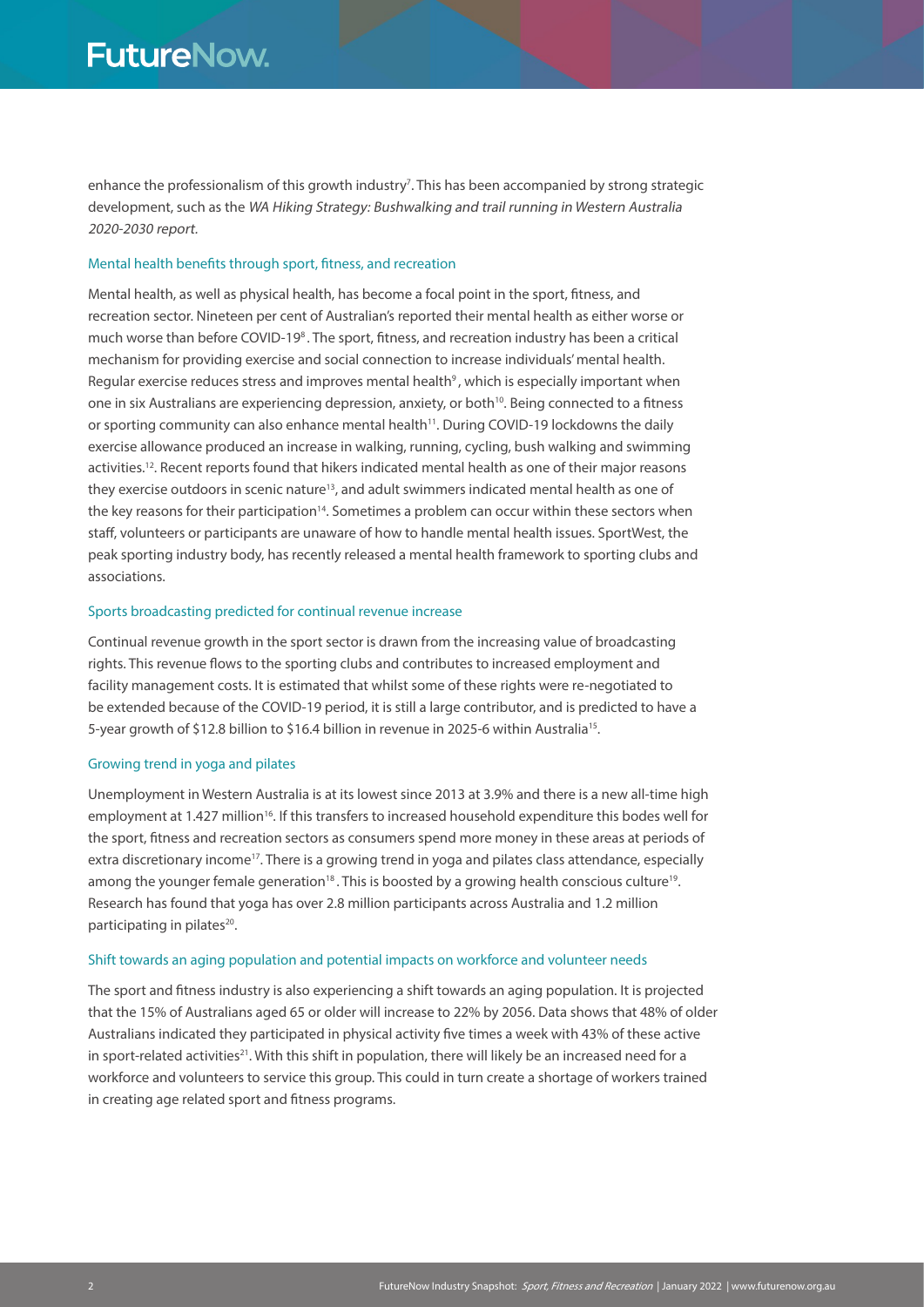enhance the professionalism of this growth industry[7]. This has been accompanied by strong strategic development, such as the *WA Hiking Strategy: Bushwalking and trail running in Western Australia 2020-2030 report.*

### Mental health benefits through sport, fitness, and recreation

Mental health, as well as physical health, has become a focal point in the sport, fitness, and recreation sector. Nineteen per cent of Australian's reported their mental health as either worse or much worse than before COVID-19[8]. The sport, fitness, and recreation industry has been a critical mechanism for providing exercise and social connection to increase individuals' mental health. Regular exercise reduces stress and improves mental health[9], which is especially important when one in six Australians are experiencing depression, anxiety, or both[10]. Being connected to a fitness or sporting community can also enhance mental health[11]. During COVID-19 lockdowns the daily exercise allowance produced an increase in walking, running, cycling, bush walking and swimming activities.[12]. Recent reports found that hikers indicated mental health as one of their major reasons they exercise outdoors in scenic nature[13], and adult swimmers indicated mental health as one of the key reasons for their participation[14]. Sometimes a problem can occur within these sectors when staff, volunteers or participants are unaware of how to handle mental health issues. SportWest, the peak sporting industry body, has recently released a mental health framework to sporting clubs and associations.

### Sports broadcasting predicted for continual revenue increase

Continual revenue growth in the sport sector is drawn from the increasing value of broadcasting rights. This revenue flows to the sporting clubs and contributes to increased employment and facility management costs. It is estimated that whilst some of these rights were re-negotiated to be extended because of the COVID-19 period, it is still a large contributor, and is predicted to have a 5-year growth of $12.8 billion to $16.4 billion in revenue in 2025-6 within Australia[15].

### Growing trend in yoga and pilates

Unemployment in Western Australia is at its lowest since 2013 at 3.9% and there is a new all-time high employment at 1.427 million[16]. If this transfers to increased household expenditure this bodes well for the sport, fitness and recreation sectors as consumers spend more money in these areas at periods of extra discretionary income[17]. There is a growing trend in yoga and pilates class attendance, especially among the younger female generation[18]. This is boosted by a growing health conscious culture[19]. Research has found that yoga has over 2.8 million participants across Australia and 1.2 million participating in pilates[20].

### Shift towards an aging population and potential impacts on workforce and volunteer needs

The sport and fitness industry is also experiencing a shift towards an aging population. It is projected that the 15% of Australians aged 65 or older will increase to 22% by 2056. Data shows that 48% of older Australians indicated they participated in physical activity five times a week with 43% of these active in sport-related activities[21]. With this shift in population, there will likely be an increased need for a workforce and volunteers to service this group. This could in turn create a shortage of workers trained in creating age related sport and fitness programs.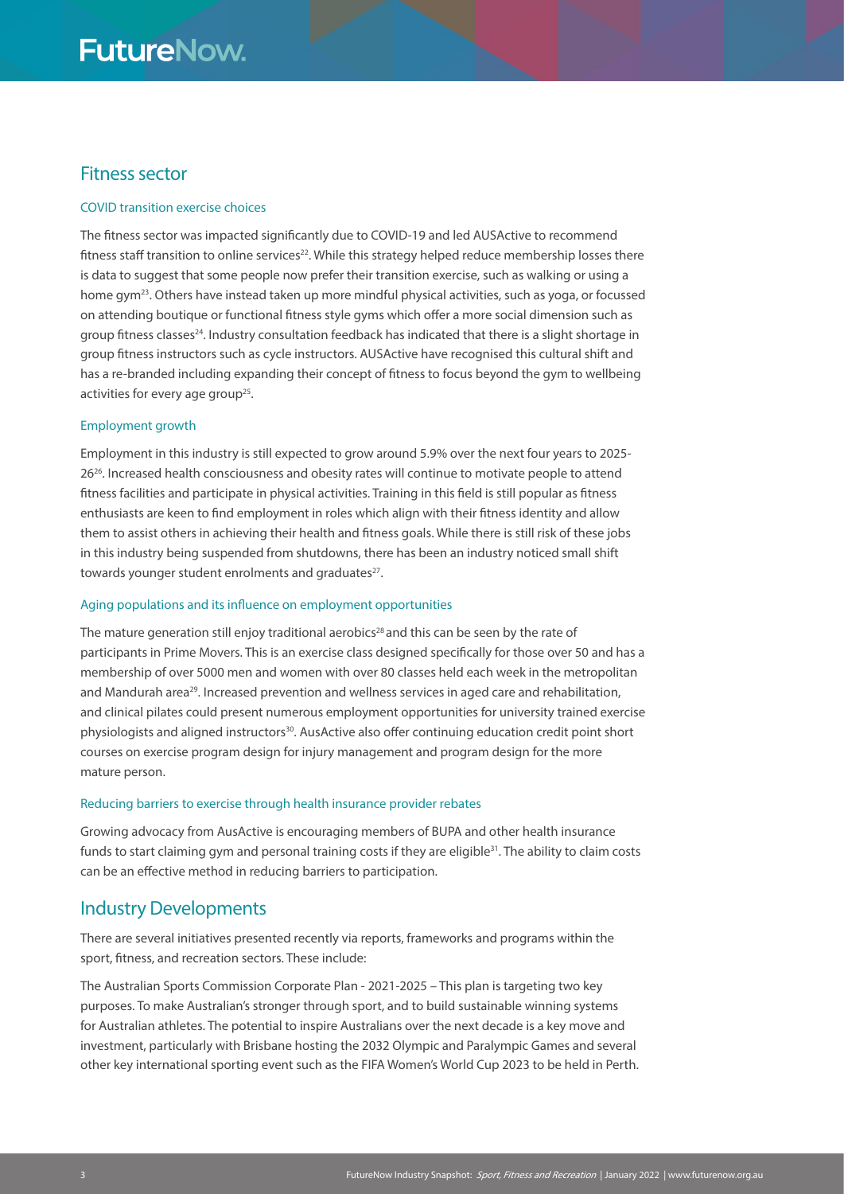## Fitness sector

### COVID transition exercise choices

The fitness sector was impacted significantly due to COVID-19 and led AUSActive to recommend fitness staff transition to online services[22]. While this strategy helped reduce membership losses there is data to suggest that some people now prefer their transition exercise, such as walking or using a home gym[23]. Others have instead taken up more mindful physical activities, such as yoga, or focussed on attending boutique or functional fitness style gyms which offer a more social dimension such as group fitness classes[24]. Industry consultation feedback has indicated that there is a slight shortage in group fitness instructors such as cycle instructors. AUSActive have recognised this cultural shift and has a re-branded including expanding their concept of fitness to focus beyond the gym to wellbeing activities for every age group[25].

### Employment growth

Employment in this industry is still expected to grow around 5.9% over the next four years to 2025-26[26]. Increased health consciousness and obesity rates will continue to motivate people to attend fitness facilities and participate in physical activities. Training in this field is still popular as fitness enthusiasts are keen to find employment in roles which align with their fitness identity and allow them to assist others in achieving their health and fitness goals. While there is still risk of these jobs in this industry being suspended from shutdowns, there has been an industry noticed small shift towards younger student enrolments and graduates[27].

### Aging populations and its influence on employment opportunities

The mature generation still enjoy traditional aerobics[28] and this can be seen by the rate of participants in Prime Movers. This is an exercise class designed specifically for those over 50 and has a membership of over 5000 men and women with over 80 classes held each week in the metropolitan and Mandurah area[29]. Increased prevention and wellness services in aged care and rehabilitation, and clinical pilates could present numerous employment opportunities for university trained exercise physiologists and aligned instructors[30]. AusActive also offer continuing education credit point short courses on exercise program design for injury management and program design for the more mature person.

### Reducing barriers to exercise through health insurance provider rebates

Growing advocacy from AusActive is encouraging members of BUPA and other health insurance funds to start claiming gym and personal training costs if they are eligible[31]. The ability to claim costs can be an effective method in reducing barriers to participation.

## Industry Developments

There are several initiatives presented recently via reports, frameworks and programs within the sport, fitness, and recreation sectors. These include:

The Australian Sports Commission Corporate Plan - 2021-2025 – This plan is targeting two key purposes. To make Australian's stronger through sport, and to build sustainable winning systems for Australian athletes. The potential to inspire Australians over the next decade is a key move and investment, particularly with Brisbane hosting the 2032 Olympic and Paralympic Games and several other key international sporting event such as the FIFA Women's World Cup 2023 to be held in Perth.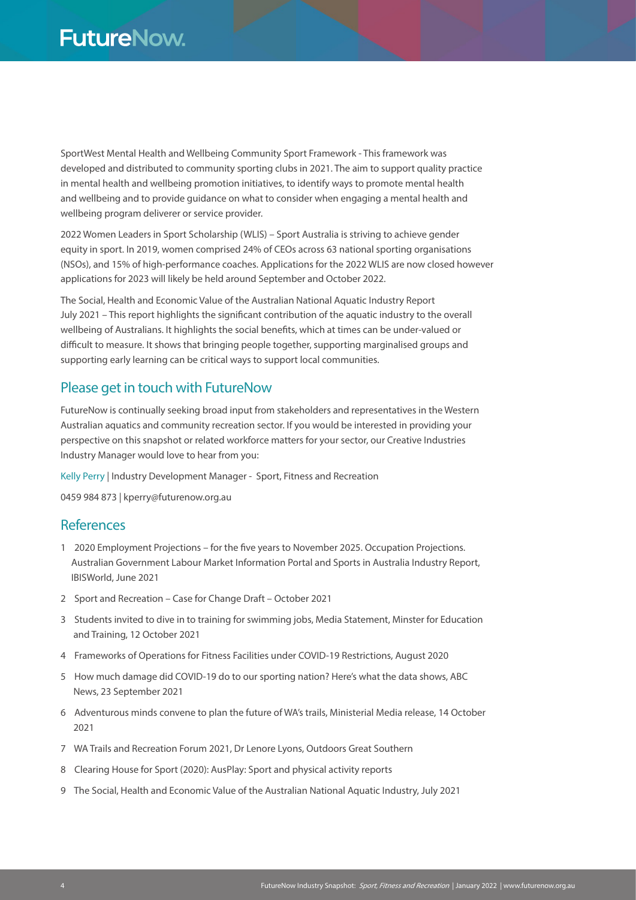SportWest Mental Health and Wellbeing Community Sport Framework - This framework was developed and distributed to community sporting clubs in 2021. The aim to support quality practice in mental health and wellbeing promotion initiatives, to identify ways to promote mental health and wellbeing and to provide guidance on what to consider when engaging a mental health and wellbeing program deliverer or service provider.

2022 Women Leaders in Sport Scholarship (WLIS) – Sport Australia is striving to achieve gender equity in sport. In 2019, women comprised 24% of CEOs across 63 national sporting organisations (NSOs), and 15% of high-performance coaches. Applications for the 2022 WLIS are now closed however applications for 2023 will likely be held around September and October 2022.

The Social, Health and Economic Value of the Australian National Aquatic Industry Report July 2021 – This report highlights the significant contribution of the aquatic industry to the overall wellbeing of Australians. It highlights the social benefits, which at times can be under-valued or difficult to measure. It shows that bringing people together, supporting marginalised groups and supporting early learning can be critical ways to support local communities.

## Please get in touch with FutureNow

FutureNow is continually seeking broad input from stakeholders and representatives in the Western Australian aquatics and community recreation sector. If you would be interested in providing your perspective on this snapshot or related workforce matters for your sector, our Creative Industries Industry Manager would love to hear from you:

Kelly Perry | Industry Development Manager - Sport, Fitness and Recreation

0459 984 873 | kperry@futurenow.org.au

## References

1. 2020 Employment Projections – for the five years to November 2025. Occupation Projections. Australian Government Labour Market Information Portal and Sports in Australia Industry Report, IBISWorld, June 2021
2. Sport and Recreation – Case for Change Draft – October 2021
3. Students invited to dive in to training for swimming jobs, Media Statement, Minster for Education and Training, 12 October 2021
4. Frameworks of Operations for Fitness Facilities under COVID-19 Restrictions, August 2020
5. How much damage did COVID-19 do to our sporting nation? Here's what the data shows, ABC News, 23 September 2021
6. Adventurous minds convene to plan the future of WA's trails, Ministerial Media release, 14 October 2021
7. WA Trails and Recreation Forum 2021, Dr Lenore Lyons, Outdoors Great Southern
8. Clearing House for Sport (2020): AusPlay: Sport and physical activity reports
9. The Social, Health and Economic Value of the Australian National Aquatic Industry, July 2021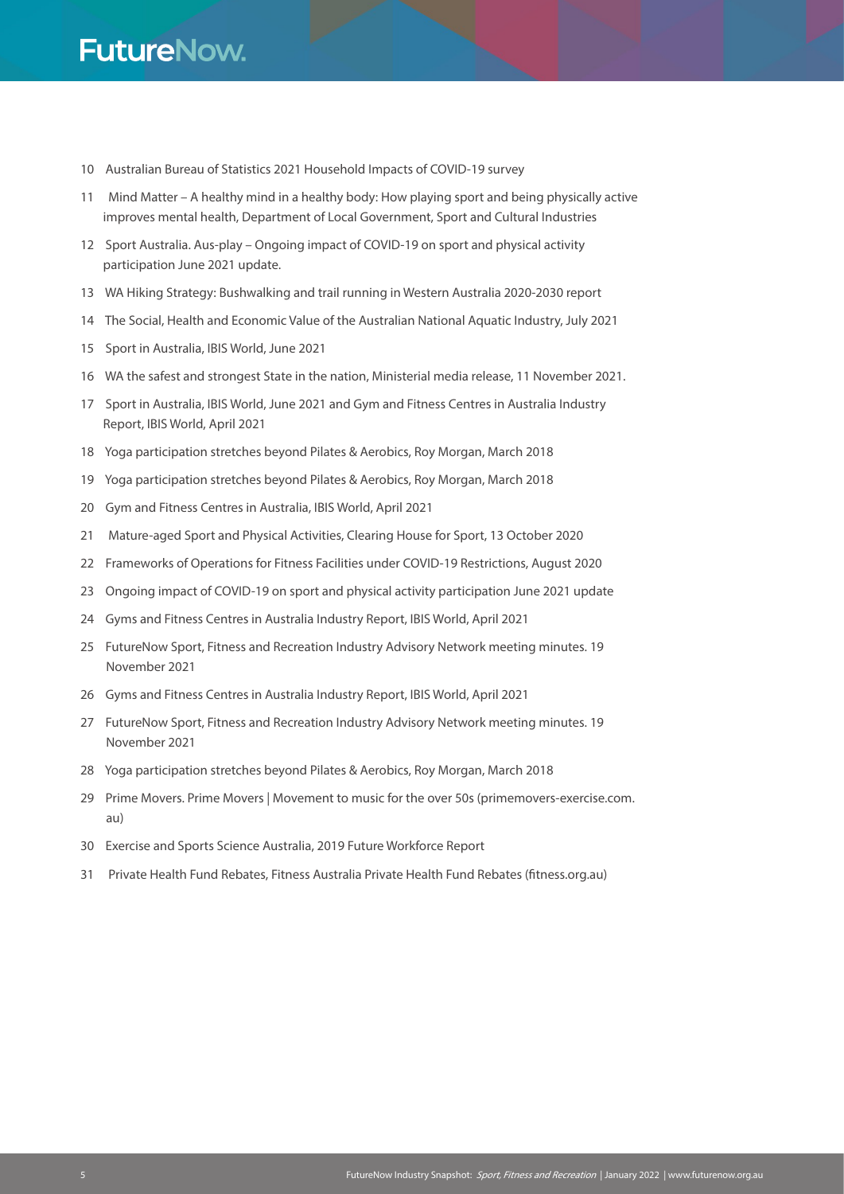10 Australian Bureau of Statistics 2021 Household Impacts of COVID-19 survey

11 Mind Matter – A healthy mind in a healthy body: How playing sport and being physically active improves mental health, Department of Local Government, Sport and Cultural Industries

12 Sport Australia. Aus-play – Ongoing impact of COVID-19 on sport and physical activity participation June 2021 update.

13 WA Hiking Strategy: Bushwalking and trail running in Western Australia 2020-2030 report

14 The Social, Health and Economic Value of the Australian National Aquatic Industry, July 2021

15 Sport in Australia, IBIS World, June 2021

16 WA the safest and strongest State in the nation, Ministerial media release, 11 November 2021.

17 Sport in Australia, IBIS World, June 2021 and Gym and Fitness Centres in Australia Industry Report, IBIS World, April 2021

18 Yoga participation stretches beyond Pilates & Aerobics, Roy Morgan, March 2018

19 Yoga participation stretches beyond Pilates & Aerobics, Roy Morgan, March 2018

20 Gym and Fitness Centres in Australia, IBIS World, April 2021

21 Mature-aged Sport and Physical Activities, Clearing House for Sport, 13 October 2020

22 Frameworks of Operations for Fitness Facilities under COVID-19 Restrictions, August 2020

23 Ongoing impact of COVID-19 on sport and physical activity participation June 2021 update

24 Gyms and Fitness Centres in Australia Industry Report, IBIS World, April 2021

25 FutureNow Sport, Fitness and Recreation Industry Advisory Network meeting minutes. 19 November 2021

26 Gyms and Fitness Centres in Australia Industry Report, IBIS World, April 2021

27 FutureNow Sport, Fitness and Recreation Industry Advisory Network meeting minutes. 19 November 2021

28 Yoga participation stretches beyond Pilates & Aerobics, Roy Morgan, March 2018

29 Prime Movers. Prime Movers | Movement to music for the over 50s (primemovers-exercise.com.au)

30 Exercise and Sports Science Australia, 2019 Future Workforce Report

31 Private Health Fund Rebates, Fitness Australia Private Health Fund Rebates (fitness.org.au)